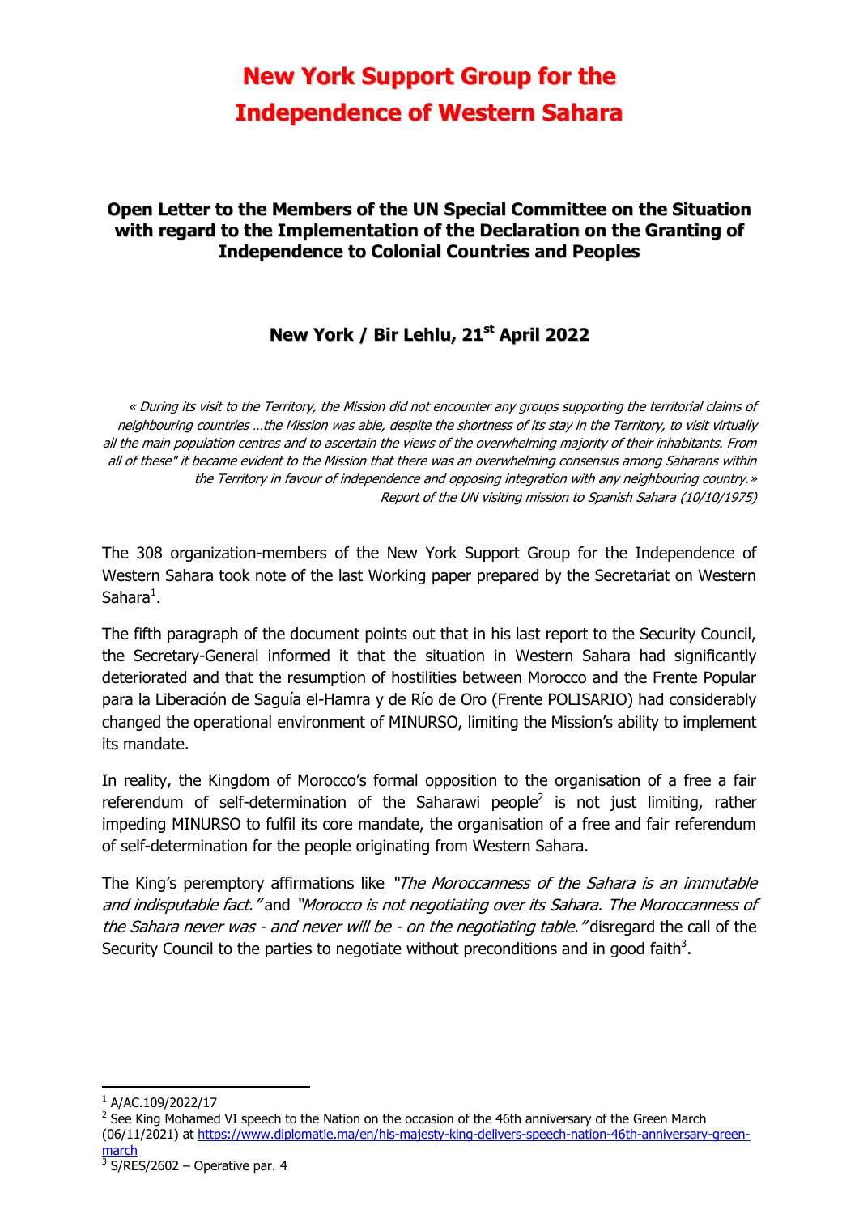# New York Support Group for the Independence of Western Sahara

### Open Letter to the Members of the UN Special Committee on the Situation with regard to the Implementation of the Declaration on the Granting of Independence to Colonial Countries and Peoples

### New York / Bir Lehlu, 21st April 2022

> *« During its visit to the Territory, the Mission did not encounter any groups supporting the territorial claims of neighbouring countries …the Mission was able, despite the shortness of its stay in the Territory, to visit virtually all the main population centres and to ascertain the views of the overwhelming majority of their inhabitants. From all of these" it became evident to the Mission that there was an overwhelming consensus among Saharans within the Territory in favour of independence and opposing integration with any neighbouring country.»*
> *Report of the UN visiting mission to Spanish Sahara (10/10/1975)*

The 308 organization-members of the New York Support Group for the Independence of Western Sahara took note of the last Working paper prepared by the Secretariat on Western Sahara[1].

The fifth paragraph of the document points out that in his last report to the Security Council, the Secretary-General informed it that the situation in Western Sahara had significantly deteriorated and that the resumption of hostilities between Morocco and the Frente Popular para la Liberación de Saguía el-Hamra y de Río de Oro (Frente POLISARIO) had considerably changed the operational environment of MINURSO, limiting the Mission's ability to implement its mandate.

In reality, the Kingdom of Morocco's formal opposition to the organisation of a free a fair referendum of self-determination of the Saharawi people[2] is not just limiting, rather impeding MINURSO to fulfil its core mandate, the organisation of a free and fair referendum of self-determination for the people originating from Western Sahara.

The King's peremptory affirmations like *"The Moroccanness of the Sahara is an immutable and indisputable fact."* and *"Morocco is not negotiating over its Sahara. The Moroccanness of the Sahara never was - and never will be - on the negotiating table."* disregard the call of the Security Council to the parties to negotiate without preconditions and in good faith[3].

---

[1] A/AC.109/2022/17

[2] See King Mohamed VI speech to the Nation on the occasion of the 46th anniversary of the Green March (06/11/2021) at https://www.diplomatie.ma/en/his-majesty-king-delivers-speech-nation-46th-anniversary-green-march

[3] S/RES/2602 – Operative par. 4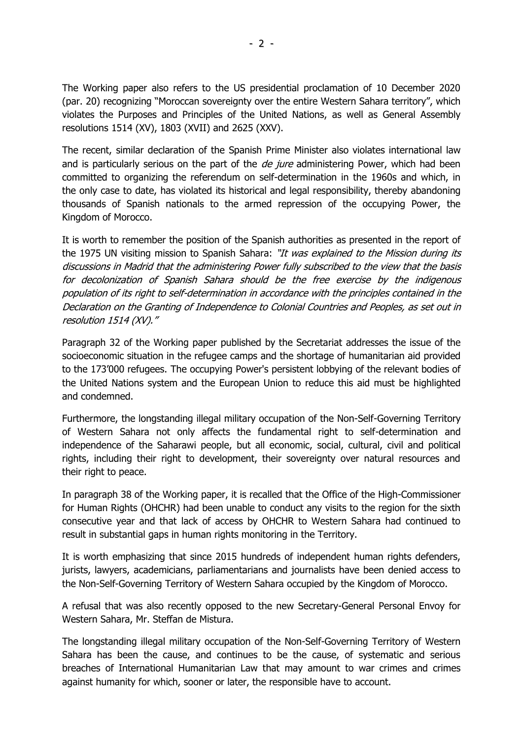The Working paper also refers to the US presidential proclamation of 10 December 2020 (par. 20) recognizing "Moroccan sovereignty over the entire Western Sahara territory", which violates the Purposes and Principles of the United Nations, as well as General Assembly resolutions 1514 (XV), 1803 (XVII) and 2625 (XXV).

The recent, similar declaration of the Spanish Prime Minister also violates international law and is particularly serious on the part of the *de jure* administering Power, which had been committed to organizing the referendum on self-determination in the 1960s and which, in the only case to date, has violated its historical and legal responsibility, thereby abandoning thousands of Spanish nationals to the armed repression of the occupying Power, the Kingdom of Morocco.

It is worth to remember the position of the Spanish authorities as presented in the report of the 1975 UN visiting mission to Spanish Sahara: *"It was explained to the Mission during its discussions in Madrid that the administering Power fully subscribed to the view that the basis for decolonization of Spanish Sahara should be the free exercise by the indigenous population of its right to self-determination in accordance with the principles contained in the Declaration on the Granting of Independence to Colonial Countries and Peoples, as set out in resolution 1514 (XV)."*

Paragraph 32 of the Working paper published by the Secretariat addresses the issue of the socioeconomic situation in the refugee camps and the shortage of humanitarian aid provided to the 173'000 refugees. The occupying Power's persistent lobbying of the relevant bodies of the United Nations system and the European Union to reduce this aid must be highlighted and condemned.

Furthermore, the longstanding illegal military occupation of the Non-Self-Governing Territory of Western Sahara not only affects the fundamental right to self-determination and independence of the Saharawi people, but all economic, social, cultural, civil and political rights, including their right to development, their sovereignty over natural resources and their right to peace.

In paragraph 38 of the Working paper, it is recalled that the Office of the High-Commissioner for Human Rights (OHCHR) had been unable to conduct any visits to the region for the sixth consecutive year and that lack of access by OHCHR to Western Sahara had continued to result in substantial gaps in human rights monitoring in the Territory.

It is worth emphasizing that since 2015 hundreds of independent human rights defenders, jurists, lawyers, academicians, parliamentarians and journalists have been denied access to the Non-Self-Governing Territory of Western Sahara occupied by the Kingdom of Morocco.

A refusal that was also recently opposed to the new Secretary-General Personal Envoy for Western Sahara, Mr. Steffan de Mistura.

The longstanding illegal military occupation of the Non-Self-Governing Territory of Western Sahara has been the cause, and continues to be the cause, of systematic and serious breaches of International Humanitarian Law that may amount to war crimes and crimes against humanity for which, sooner or later, the responsible have to account.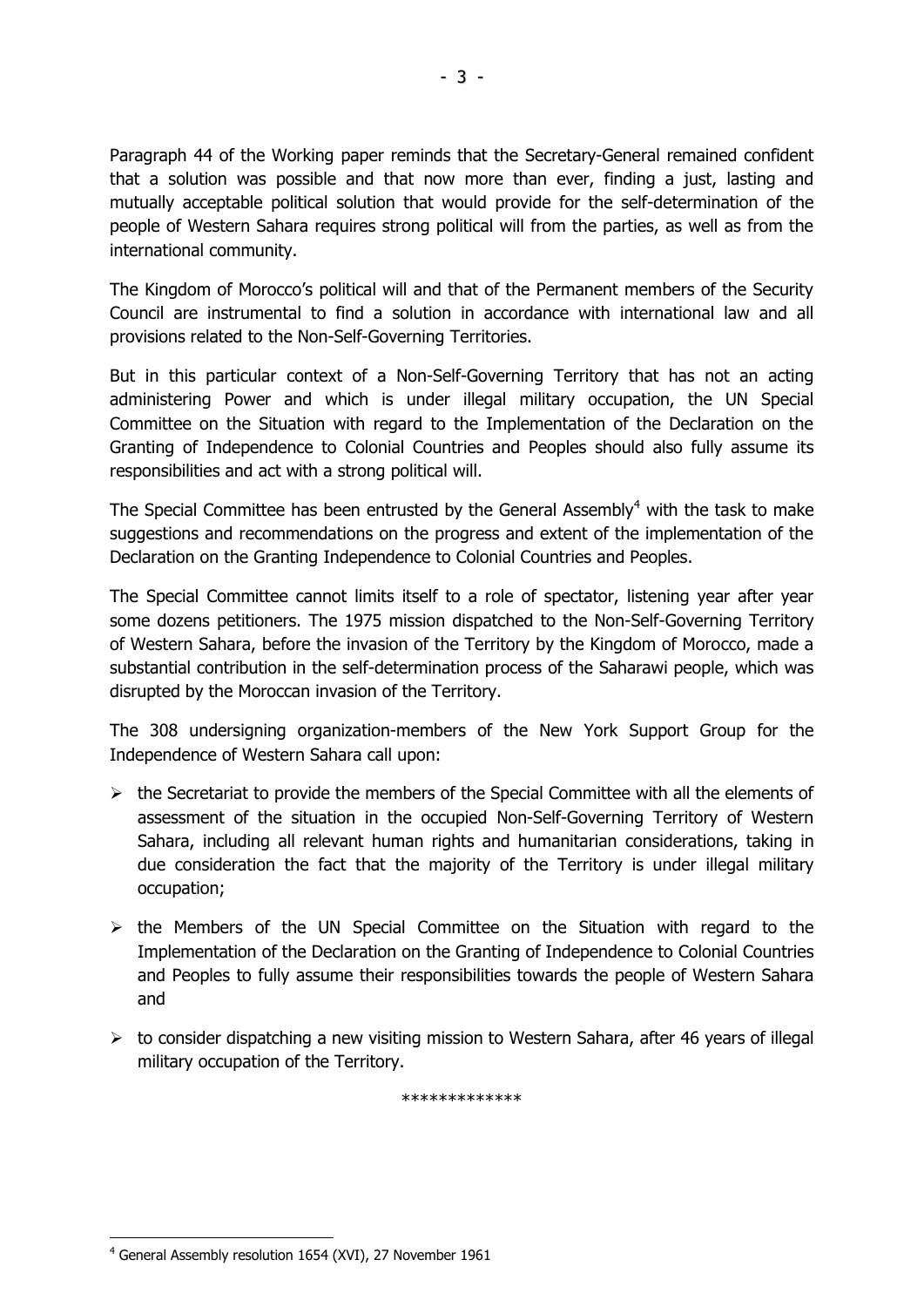Paragraph 44 of the Working paper reminds that the Secretary-General remained confident that a solution was possible and that now more than ever, finding a just, lasting and mutually acceptable political solution that would provide for the self-determination of the people of Western Sahara requires strong political will from the parties, as well as from the international community.

The Kingdom of Morocco's political will and that of the Permanent members of the Security Council are instrumental to find a solution in accordance with international law and all provisions related to the Non-Self-Governing Territories.

But in this particular context of a Non-Self-Governing Territory that has not an acting administering Power and which is under illegal military occupation, the UN Special Committee on the Situation with regard to the Implementation of the Declaration on the Granting of Independence to Colonial Countries and Peoples should also fully assume its responsibilities and act with a strong political will.

The Special Committee has been entrusted by the General Assembly[4] with the task to make suggestions and recommendations on the progress and extent of the implementation of the Declaration on the Granting Independence to Colonial Countries and Peoples.

The Special Committee cannot limits itself to a role of spectator, listening year after year some dozens petitioners. The 1975 mission dispatched to the Non-Self-Governing Territory of Western Sahara, before the invasion of the Territory by the Kingdom of Morocco, made a substantial contribution in the self-determination process of the Saharawi people, which was disrupted by the Moroccan invasion of the Territory.

The 308 undersigning organization-members of the New York Support Group for the Independence of Western Sahara call upon:

- the Secretariat to provide the members of the Special Committee with all the elements of assessment of the situation in the occupied Non-Self-Governing Territory of Western Sahara, including all relevant human rights and humanitarian considerations, taking in due consideration the fact that the majority of the Territory is under illegal military occupation;
- the Members of the UN Special Committee on the Situation with regard to the Implementation of the Declaration on the Granting of Independence to Colonial Countries and Peoples to fully assume their responsibilities towards the people of Western Sahara and
- to consider dispatching a new visiting mission to Western Sahara, after 46 years of illegal military occupation of the Territory.

*************

[4] General Assembly resolution 1654 (XVI), 27 November 1961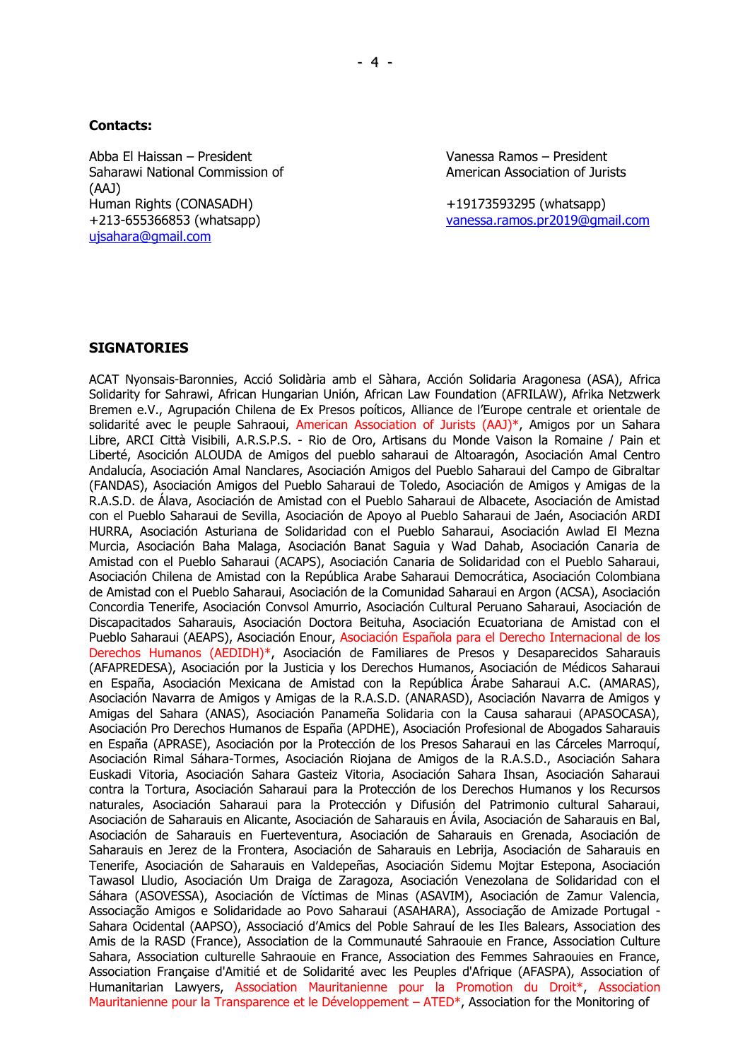**Contacts:**

Abba El Haissan – President
Saharawi National Commission of Human Rights (CONASADH)
+213-655366853 (whatsapp)
ujsahara@gmail.com

Vanessa Ramos – President
American Association of Jurists (AAJ)
+19173593295 (whatsapp)
vanessa.ramos.pr2019@gmail.com

**SIGNATORIES**

ACAT Nyonsais-Baronnies, Acció Solidària amb el Sàhara, Acción Solidaria Aragonesa (ASA), Africa Solidarity for Sahrawi, African Hungarian Unión, African Law Foundation (AFRILAW), Afrika Netzwerk Bremen e.V., Agrupación Chilena de Ex Presos poíticos, Alliance de l'Europe centrale et orientale de solidarité avec le peuple Sahraoui, American Association of Jurists (AAJ)*, Amigos por un Sahara Libre, ARCI Città Visibili, A.R.S.P.S. - Rio de Oro, Artisans du Monde Vaison la Romaine / Pain et Liberté, Asoción ALOUDA de Amigos del pueblo saharaui de Altoaragón, Asociación Amal Centro Andalucía, Asociación Amal Nanclares, Asociación Amigos del Pueblo Saharaui del Campo de Gibraltar (FANDAS), Asociación Amigos del Pueblo Saharaui de Toledo, Asociación de Amigos y Amigas de la R.A.S.D. de Álava, Asociación de Amistad con el Pueblo Saharaui de Albacete, Asociación de Amistad con el Pueblo Saharaui de Sevilla, Asociación de Apoyo al Pueblo Saharaui de Jaén, Asociación ARDI HURRA, Asociación Asturiana de Solidaridad con el Pueblo Saharaui, Asociación Awlad El Mezna Murcia, Asociación Baha Malaga, Asociación Banat Saguia y Wad Dahab, Asociación Canaria de Amistad con el Pueblo Saharaui (ACAPS), Asociación Canaria de Solidaridad con el Pueblo Saharaui, Asociación Chilena de Amistad con la República Arabe Saharaui Democrática, Asociación Colombiana de Amistad con el Pueblo Saharaui, Asociación de la Comunidad Saharaui en Argon (ACSA), Asociación Concordia Tenerife, Asociación Convsol Amurrio, Asociación Cultural Peruano Saharaui, Asociación de Discapacitados Saharauis, Asociación Doctora Beituha, Asociación Ecuatoriana de Amistad con el Pueblo Saharaui (AEAPS), Asociación Enour, Asociación Española para el Derecho Internacional de los Derechos Humanos (AEDIDH)*, Asociación de Familiares de Presos y Desaparecidos Saharauis (AFAPREDESA), Asociación por la Justicia y los Derechos Humanos, Asociación de Médicos Saharaui en España, Asociación Mexicana de Amistad con la República Árabe Saharaui A.C. (AMARAS), Asociación Navarra de Amigos y Amigas de la R.A.S.D. (ANARASD), Asociación Navarra de Amigos y Amigas del Sahara (ANAS), Asociación Panameña Solidaria con la Causa saharaui (APASOCASA), Asociación Pro Derechos Humanos de España (APDHE), Asociación Profesional de Abogados Saharauis en España (APRASE), Asociación por la Protección de los Presos Saharaui en las Cárceles Marroquí, Asociación Rimal Sáhara-Tormes, Asociación Riojana de Amigos de la R.A.S.D., Asociación Sahara Euskadi Vitoria, Asociación Sahara Gasteiz Vitoria, Asociación Sahara Ihsan, Asociación Saharaui contra la Tortura, Asociación Saharaui para la Protección de los Derechos Humanos y los Recursos naturales, Asociación Saharaui para la Protección y Difusión del Patrimonio cultural Saharaui, Asociación de Saharauis en Alicante, Asociación de Saharauis en Ávila, Asociación de Saharauis en Bal, Asociación de Saharauis en Fuerteventura, Asociación de Saharauis en Grenada, Asociación de Saharauis en Jerez de la Frontera, Asociación de Saharauis en Lebrija, Asociación de Saharauis en Tenerife, Asociación de Saharauis en Valdepeñas, Asociación Sidemu Mojtar Estepona, Asociación Tawasol Lludio, Asociación Um Draiga de Zaragoza, Asociación Venezolana de Solidaridad con el Sáhara (ASOVESSA), Asociación de Víctimas de Minas (ASAVIM), Asociación de Zamur Valencia, Associação Amigos e Solidaridade ao Povo Saharaui (ASAHARA), Associação de Amizade Portugal - Sahara Ocidental (AAPSO), Associació d'Amics del Poble Sahrauí de les Iles Balears, Association des Amis de la RASD (France), Association de la Communauté Sahraouie en France, Association Culture Sahara, Association culturelle Sahraouie en France, Association des Femmes Sahraouies en France, Association Française d'Amitié et de Solidarité avec les Peuples d'Afrique (AFASPA), Association of Humanitarian Lawyers, Association Mauritanienne pour la Promotion du Droit*, Association Mauritanienne pour la Transparence et le Développement – ATED*, Association for the Monitoring of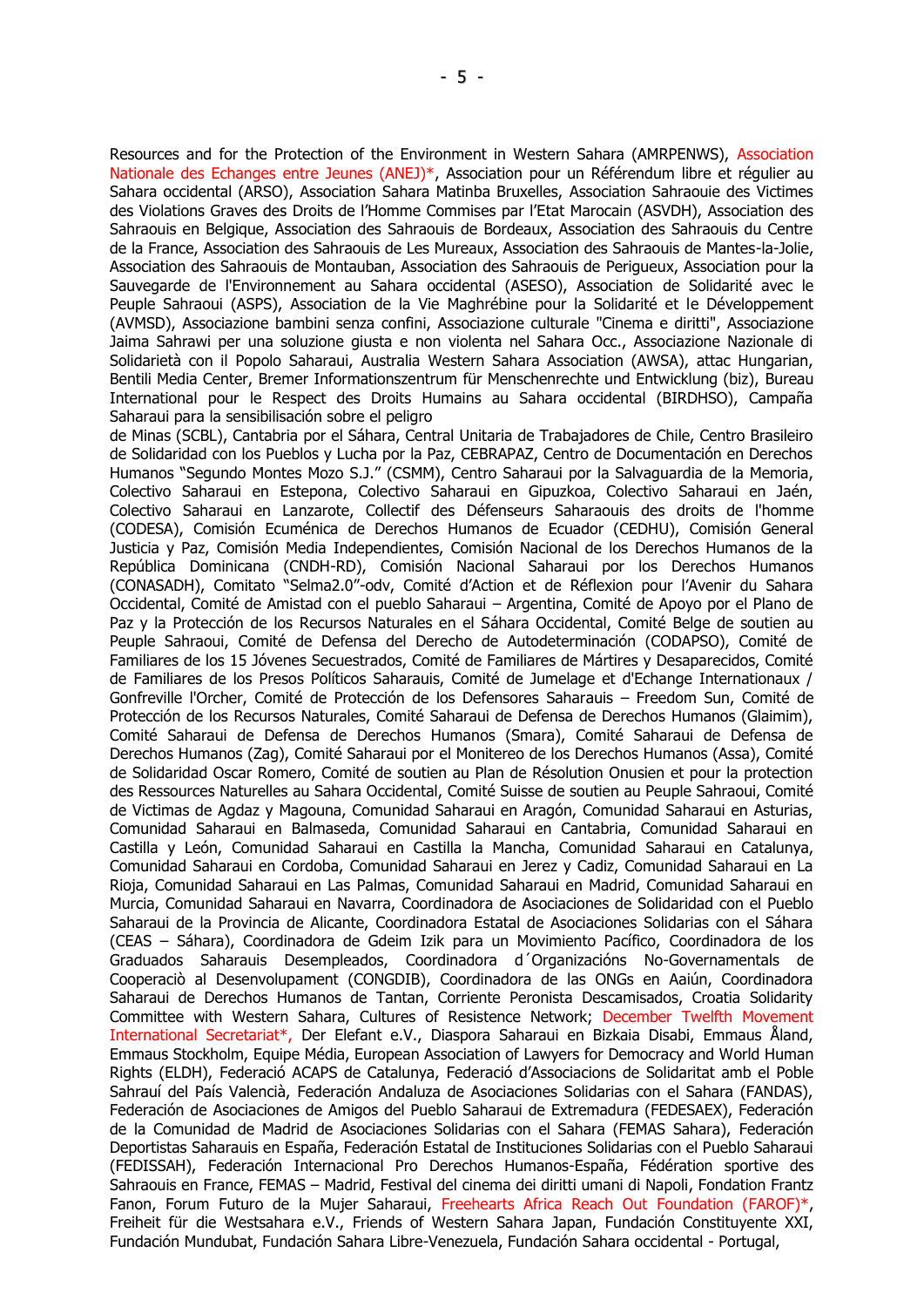Resources and for the Protection of the Environment in Western Sahara (AMRPENWS), Association Nationale des Echanges entre Jeunes (ANEJ)*, Association pour un Référendum libre et régulier au Sahara occidental (ARSO), Association Sahara Matinba Bruxelles, Association Sahraouie des Victimes des Violations Graves des Droits de l'Homme Commises par l'Etat Marocain (ASVDH), Association des Sahraouis en Belgique, Association des Sahraouis de Bordeaux, Association des Sahraouis du Centre de la France, Association des Sahraouis de Les Mureaux, Association des Sahraouis de Mantes-la-Jolie, Association des Sahraouis de Montauban, Association des Sahraouis de Perigueux, Association pour la Sauvegarde de l'Environnement au Sahara occidental (ASESO), Association de Solidarité avec le Peuple Sahraoui (ASPS), Association de la Vie Maghrébine pour la Solidarité et le Développement (AVMSD), Associazione bambini senza confini, Associazione culturale "Cinema e diritti", Associazione Jaima Sahrawi per una soluzione giusta e non violenta nel Sahara Occ., Associazione Nazionale di Solidarietà con il Popolo Saharaui, Australia Western Sahara Association (AWSA), attac Hungarian, Bentili Media Center, Bremer Informationszentrum für Menschenrechte und Entwicklung (biz), Bureau International pour le Respect des Droits Humains au Sahara occidental (BIRDHSO), Campaña Saharaui para la sensibilisación sobre el peligro
de Minas (SCBL), Cantabria por el Sáhara, Central Unitaria de Trabajadores de Chile, Centro Brasileiro de Solidaridad con los Pueblos y Lucha por la Paz, CEBRAPAZ, Centro de Documentación en Derechos Humanos "Segundo Montes Mozo S.J." (CSMM), Centro Saharaui por la Salvaguardia de la Memoria, Colectivo Saharaui en Estepona, Colectivo Saharaui en Gipuzkoa, Colectivo Saharaui en Jaén, Colectivo Saharaui en Lanzarote, Collectif des Défenseurs Saharaouis des droits de l'homme (CODESA), Comisión Ecuménica de Derechos Humanos de Ecuador (CEDHU), Comisión General Justicia y Paz, Comisión Media Independientes, Comisión Nacional de los Derechos Humanos de la República Dominicana (CNDH-RD), Comisión Nacional Saharaui por los Derechos Humanos (CONASADH), Comitato "Selma2.0"-odv, Comité d'Action et de Réflexion pour l'Avenir du Sahara Occidental, Comité de Amistad con el pueblo Saharaui – Argentina, Comité de Apoyo por el Plano de Paz y la Protección de los Recursos Naturales en el Sáhara Occidental, Comité Belge de soutien au Peuple Sahraoui, Comité de Defensa del Derecho de Autodeterminación (CODAPSO), Comité de Familiares de los 15 Jóvenes Secuestrados, Comité de Familiares de Mártires y Desaparecidos, Comité de Familiares de los Presos Políticos Saharauis, Comité de Jumelage et d'Echange Internationaux / Gonfreville l'Orcher, Comité de Protección de los Defensores Saharauis – Freedom Sun, Comité de Protección de los Recursos Naturales, Comité Saharaui de Defensa de Derechos Humanos (Glaimim), Comité Saharaui de Defensa de Derechos Humanos (Smara), Comité Saharaui de Defensa de Derechos Humanos (Zag), Comité Saharaui por el Monitereo de los Derechos Humanos (Assa), Comité de Solidaridad Oscar Romero, Comité de soutien au Plan de Résolution Onusien et pour la protection des Ressources Naturelles au Sahara Occidental, Comité Suisse de soutien au Peuple Sahraoui, Comité de Victimas de Agdaz y Magouna, Comunidad Saharaui en Aragón, Comunidad Saharaui en Asturias, Comunidad Saharaui en Balmaseda, Comunidad Saharaui en Cantabria, Comunidad Saharaui en Castilla y León, Comunidad Saharaui en Castilla la Mancha, Comunidad Saharaui en Catalunya, Comunidad Saharaui en Cordoba, Comunidad Saharaui en Jerez y Cadiz, Comunidad Saharaui en La Rioja, Comunidad Saharaui en Las Palmas, Comunidad Saharaui en Madrid, Comunidad Saharaui en Murcia, Comunidad Saharaui en Navarra, Coordinadora de Asociaciones de Solidaridad con el Pueblo Saharaui de la Provincia de Alicante, Coordinadora Estatal de Asociaciones Solidarias con el Sáhara (CEAS – Sáhara), Coordinadora de Gdeim Izik para un Movimiento Pacífico, Coordinadora de los Graduados Saharauis Desempleados, Coordinadora d´Organizacións No-Governamentals de Cooperaciò al Desenvolupament (CONGDIB), Coordinadora de las ONGs en Aaiún, Coordinadora Saharaui de Derechos Humanos de Tantan, Corriente Peronista Descamisados, Croatia Solidarity Committee with Western Sahara, Cultures of Resistence Network; December Twelfth Movement International Secretariat*, Der Elefant e.V., Diaspora Saharaui en Bizkaia Disabi, Emmaus Åland, Emmaus Stockholm, Equipe Média, European Association of Lawyers for Democracy and World Human Rights (ELDH), Federació ACAPS de Catalunya, Federació d'Associacions de Solidaritat amb el Poble Sahrauí del País Valencià, Federación Andaluza de Asociaciones Solidarias con el Sahara (FANDAS), Federación de Asociaciones de Amigos del Pueblo Saharaui de Extremadura (FEDESAEX), Federación de la Comunidad de Madrid de Asociaciones Solidarias con el Sahara (FEMAS Sahara), Federación Deportistas Saharauis en España, Federación Estatal de Instituciones Solidarias con el Pueblo Saharaui (FEDISSAH), Federación Internacional Pro Derechos Humanos-España, Fédération sportive des Sahraouis en France, FEMAS – Madrid, Festival del cinema dei diritti umani di Napoli, Fondation Frantz Fanon, Forum Futuro de la Mujer Saharaui, Freehearts Africa Reach Out Foundation (FAROF)*, Freiheit für die Westsahara e.V., Friends of Western Sahara Japan, Fundación Constituyente XXI, Fundación Mundubat, Fundación Sahara Libre-Venezuela, Fundación Sahara occidental - Portugal,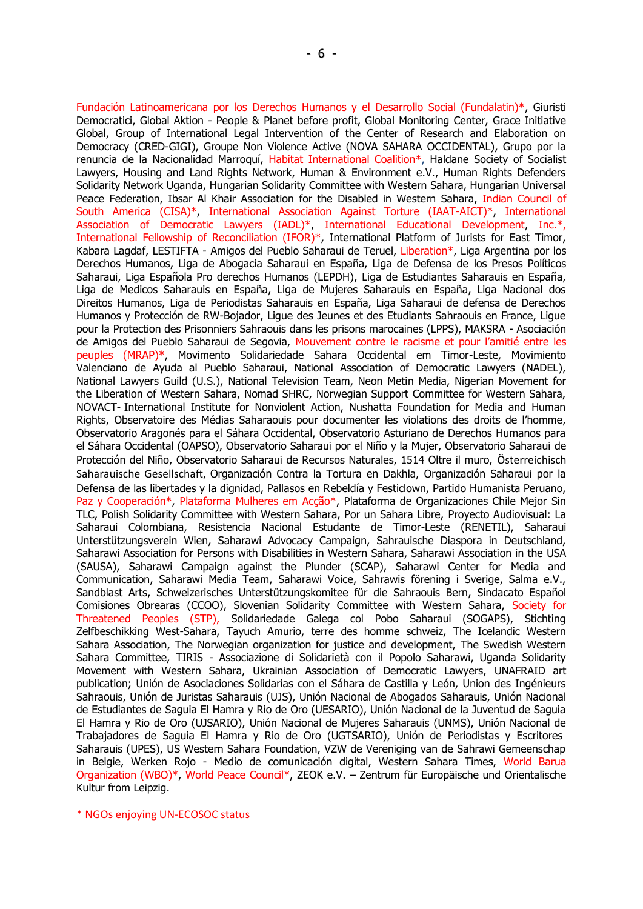Fundación Latinoamericana por los Derechos Humanos y el Desarrollo Social (Fundalatin)*, Giuristi Democratici, Global Aktion - People & Planet before profit, Global Monitoring Center, Grace Initiative Global, Group of International Legal Intervention of the Center of Research and Elaboration on Democracy (CRED-GIGI), Groupe Non Violence Active (NOVA SAHARA OCCIDENTAL), Grupo por la renuncia de la Nacionalidad Marroquí, Habitat International Coalition*, Haldane Society of Socialist Lawyers, Housing and Land Rights Network, Human & Environment e.V., Human Rights Defenders Solidarity Network Uganda, Hungarian Solidarity Committee with Western Sahara, Hungarian Universal Peace Federation, Ibsar Al Khair Association for the Disabled in Western Sahara, Indian Council of South America (CISA)*, International Association Against Torture (IAAT-AICT)*, International Association of Democratic Lawyers (IADL)*, International Educational Development, Inc.*, International Fellowship of Reconciliation (IFOR)*, International Platform of Jurists for East Timor, Kabara Lagdaf, LESTIFTA - Amigos del Pueblo Saharaui de Teruel, Liberation*, Liga Argentina por los Derechos Humanos, Liga de Abogacia Saharaui en España, Liga de Defensa de los Presos Políticos Saharaui, Liga Española Pro derechos Humanos (LEPDH), Liga de Estudiantes Saharauis en España, Liga de Medicos Saharauis en España, Liga de Mujeres Saharauis en España, Liga Nacional dos Direitos Humanos, Liga de Periodistas Saharauis en España, Liga Saharaui de defensa de Derechos Humanos y Protección de RW-Bojador, Ligue des Jeunes et des Etudiants Sahraouis en France, Ligue pour la Protection des Prisonniers Sahraouis dans les prisons marocaines (LPPS), MAKSRA - Asociación de Amigos del Pueblo Saharaui de Segovia, Mouvement contre le racisme et pour l'amitié entre les peuples (MRAP)*, Movimento Solidariedade Sahara Occidental em Timor-Leste, Movimiento Valenciano de Ayuda al Pueblo Saharaui, National Association of Democratic Lawyers (NADEL), National Lawyers Guild (U.S.), National Television Team, Neon Metin Media, Nigerian Movement for the Liberation of Western Sahara, Nomad SHRC, Norwegian Support Committee for Western Sahara, NOVACT- International Institute for Nonviolent Action, Nushatta Foundation for Media and Human Rights, Observatoire des Médias Saharaouis pour documenter les violations des droits de l'homme, Observatorio Aragonés para el Sáhara Occidental, Observatorio Asturiano de Derechos Humanos para el Sáhara Occidental (OAPSO), Observatorio Saharaui por el Niño y la Mujer, Observatorio Saharaui de Protección del Niño, Observatorio Saharaui de Recursos Naturales, 1514 Oltre il muro, Österreichisch Saharauische Gesellschaft, Organización Contra la Tortura en Dakhla, Organización Saharaui por la Defensa de las libertades y la dignidad, Pallasos en Rebeldía y Festiclown, Partido Humanista Peruano, Paz y Cooperación*, Plataforma Mulheres em Acção*, Plataforma de Organizaciones Chile Mejor Sin TLC, Polish Solidarity Committee with Western Sahara, Por un Sahara Libre, Proyecto Audiovisual: La Saharaui Colombiana, Resistencia Nacional Estudante de Timor-Leste (RENETIL), Saharaui Unterstützungsverein Wien, Saharawi Advocacy Campaign, Sahrauische Diaspora in Deutschland, Saharawi Association for Persons with Disabilities in Western Sahara, Saharawi Association in the USA (SAUSA), Saharawi Campaign against the Plunder (SCAP), Saharawi Center for Media and Communication, Saharawi Media Team, Saharawi Voice, Sahrawis förening i Sverige, Salma e.V., Sandblast Arts, Schweizerisches Unterstützungskomitee für die Sahraouis Bern, Sindacato Español Comisiones Obrearas (CCOO), Slovenian Solidarity Committee with Western Sahara, Society for Threatened Peoples (STP), Solidariedade Galega col Pobo Saharaui (SOGAPS), Stichting Zelfbeschikking West-Sahara, Tayuch Amurio, terre des homme schweiz, The Icelandic Western Sahara Association, The Norwegian organization for justice and development, The Swedish Western Sahara Committee, TIRIS - Associazione di Solidarietà con il Popolo Saharawi, Uganda Solidarity Movement with Western Sahara, Ukrainian Association of Democratic Lawyers, UNAFRAID art publication; Unión de Asociaciones Solidarias con el Sáhara de Castilla y León, Union des Ingénieurs Sahraouis, Unión de Juristas Saharauis (UJS), Unión Nacional de Abogados Saharauis, Unión Nacional de Estudiantes de Saguia El Hamra y Rio de Oro (UESARIO), Unión Nacional de la Juventud de Saguia El Hamra y Rio de Oro (UJSARIO), Unión Nacional de Mujeres Saharauis (UNMS), Unión Nacional de Trabajadores de Saguia El Hamra y Rio de Oro (UGTSARIO), Unión de Periodistas y Escritores Saharauis (UPES), US Western Sahara Foundation, VZW de Vereniging van de Sahrawi Gemeenschap in Belgie, Werken Rojo - Medio de comunicación digital, Western Sahara Times, World Barua Organization (WBO)*, World Peace Council*, ZEOK e.V. – Zentrum für Europäische und Orientalische Kultur from Leipzig.

* NGOs enjoying UN-ECOSOC status